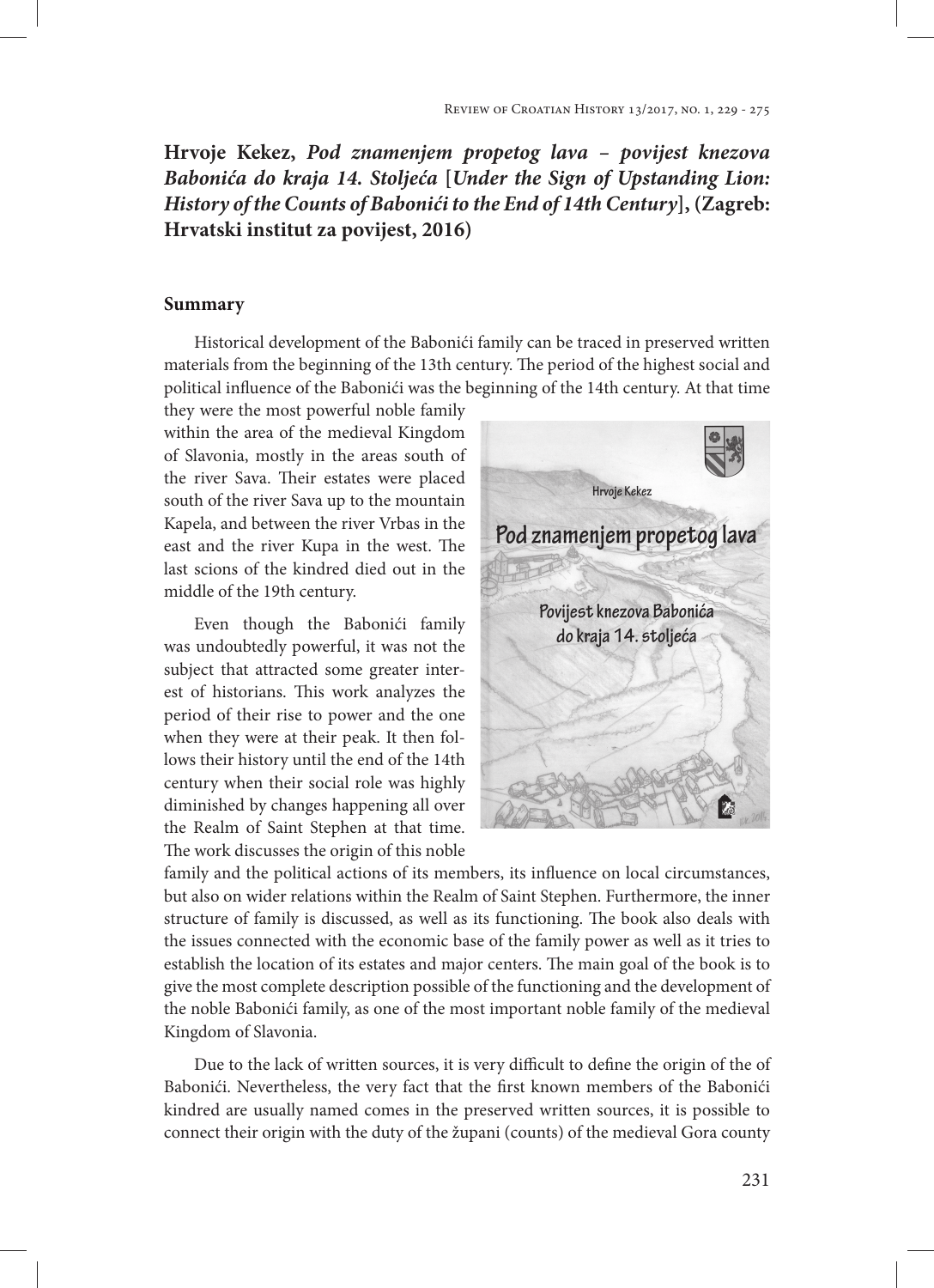**Hrvoje Kekez, *Pod znamenjem propetog lava – povijest knezova Babonića do kraja 14. Stoljeća* [*Under the Sign of Upstanding Lion: History of the Counts of Babonići to the End of 14th Century*], (Zagreb: Hrvatski institut za povijest, 2016)**

## Summary

Historical development of the Babonići family can be traced in preserved written materials from the beginning of the 13th century. The period of the highest social and political influence of the Babonići was the beginning of the 14th century. At that time they were the most powerful noble family within the area of the medieval Kingdom of Slavonia, mostly in the areas south of the river Sava. Their estates were placed south of the river Sava up to the mountain Kapela, and between the river Vrbas in the east and the river Kupa in the west. The last scions of the kindred died out in the middle of the 19th century.

Even though the Babonići family was undoubtedly powerful, it was not the subject that attracted some greater interest of historians. This work analyzes the period of their rise to power and the one when they were at their peak. It then follows their history until the end of the 14th century when their social role was highly diminished by changes happening all over the Realm of Saint Stephen at that time. The work discusses the origin of this noble family and the political actions of its members, its influence on local circumstances, but also on wider relations within the Realm of Saint Stephen. Furthermore, the inner structure of family is discussed, as well as its functioning. The book also deals with the issues connected with the economic base of the family power as well as it tries to establish the location of its estates and major centers. The main goal of the book is to give the most complete description possible of the functioning and the development of the noble Babonići family, as one of the most important noble family of the medieval Kingdom of Slavonia.

Due to the lack of written sources, it is very difficult to define the origin of the of Babonići. Nevertheless, the very fact that the first known members of the Babonići kindred are usually named comes in the preserved written sources, it is possible to connect their origin with the duty of the župani (counts) of the medieval Gora county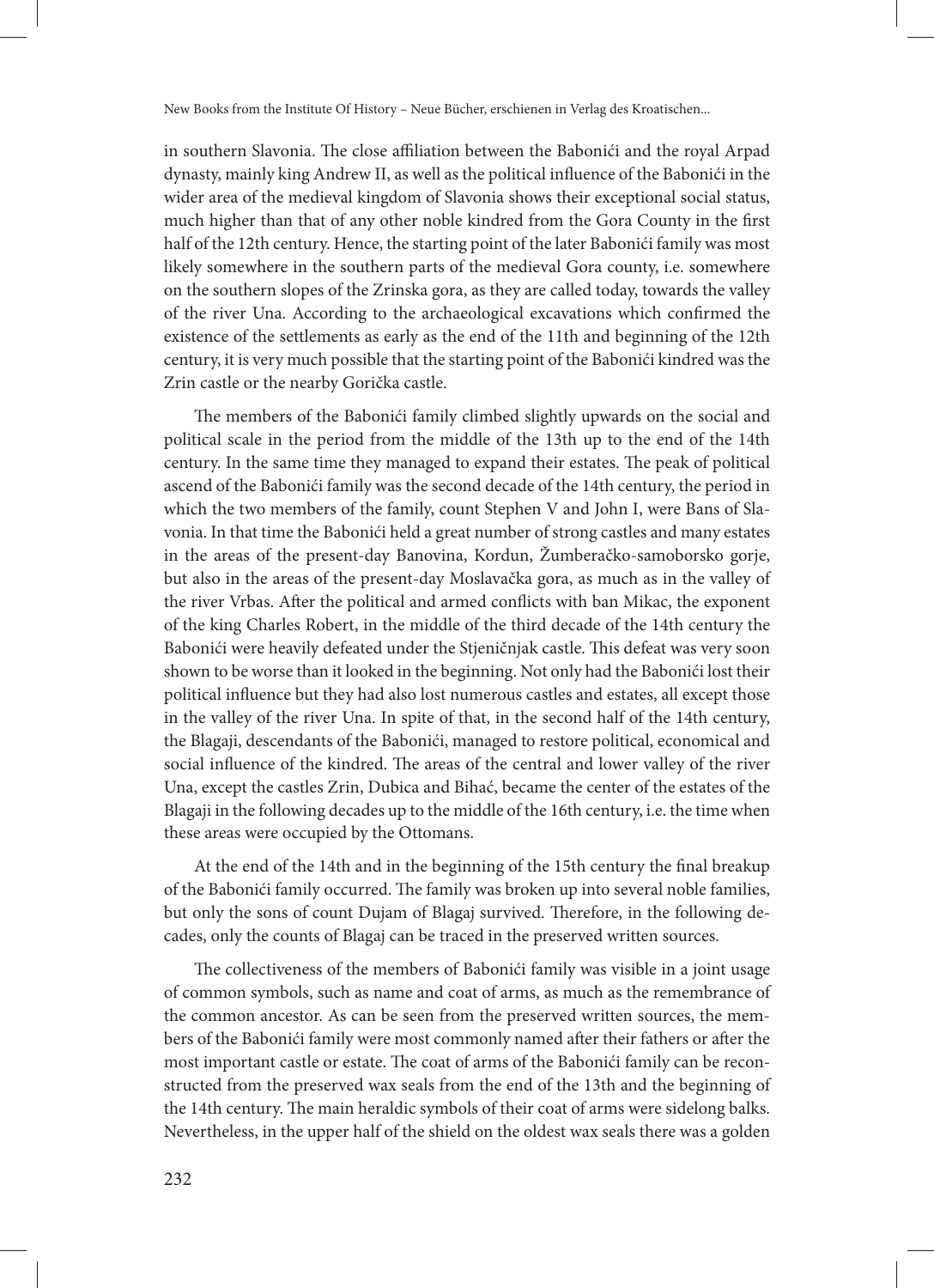in southern Slavonia. The close affiliation between the Babonići and the royal Arpad dynasty, mainly king Andrew II, as well as the political influence of the Babonići in the wider area of the medieval kingdom of Slavonia shows their exceptional social status, much higher than that of any other noble kindred from the Gora County in the first half of the 12th century. Hence, the starting point of the later Babonići family was most likely somewhere in the southern parts of the medieval Gora county, i.e. somewhere on the southern slopes of the Zrinska gora, as they are called today, towards the valley of the river Una. According to the archaeological excavations which confirmed the existence of the settlements as early as the end of the 11th and beginning of the 12th century, it is very much possible that the starting point of the Babonići kindred was the Zrin castle or the nearby Goričká castle.

The members of the Babonići family climbed slightly upwards on the social and political scale in the period from the middle of the 13th up to the end of the 14th century. In the same time they managed to expand their estates. The peak of political ascend of the Babonići family was the second decade of the 14th century, the period in which the two members of the family, count Stephen V and John I, were Bans of Slavonia. In that time the Babonići held a great number of strong castles and many estates in the areas of the present-day Banovina, Kordun, Žumberačko-samoborsko gorje, but also in the areas of the present-day Moslavačka gora, as much as in the valley of the river Vrbas. After the political and armed conflicts with ban Mikac, the exponent of the king Charles Robert, in the middle of the third decade of the 14th century the Babonići were heavily defeated under the Stjeničnjak castle. This defeat was very soon shown to be worse than it looked in the beginning. Not only had the Babonići lost their political influence but they had also lost numerous castles and estates, all except those in the valley of the river Una. In spite of that, in the second half of the 14th century, the Blagaji, descendants of the Babonići, managed to restore political, economical and social influence of the kindred. The areas of the central and lower valley of the river Una, except the castles Zrin, Dubica and Bihać, became the center of the estates of the Blagaji in the following decades up to the middle of the 16th century, i.e. the time when these areas were occupied by the Ottomans.

At the end of the 14th and in the beginning of the 15th century the final breakup of the Babonići family occurred. The family was broken up into several noble families, but only the sons of count Dujam of Blagaj survived. Therefore, in the following decades, only the counts of Blagaj can be traced in the preserved written sources.

The collectiveness of the members of Babonići family was visible in a joint usage of common symbols, such as name and coat of arms, as much as the remembrance of the common ancestor. As can be seen from the preserved written sources, the members of the Babonići family were most commonly named after their fathers or after the most important castle or estate. The coat of arms of the Babonići family can be reconstructed from the preserved wax seals from the end of the 13th and the beginning of the 14th century. The main heraldic symbols of their coat of arms were sidelong balks. Nevertheless, in the upper half of the shield on the oldest wax seals there was a golden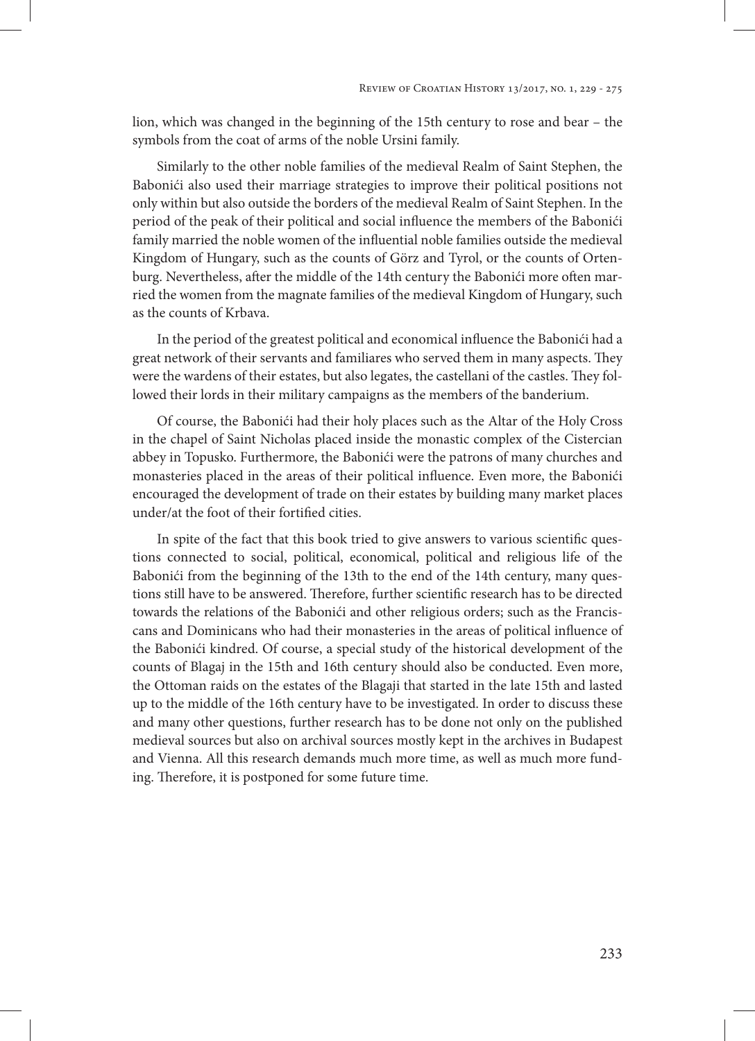lion, which was changed in the beginning of the 15th century to rose and bear – the symbols from the coat of arms of the noble Ursini family.

Similarly to the other noble families of the medieval Realm of Saint Stephen, the Babonići also used their marriage strategies to improve their political positions not only within but also outside the borders of the medieval Realm of Saint Stephen. In the period of the peak of their political and social influence the members of the Babonići family married the noble women of the influential noble families outside the medieval Kingdom of Hungary, such as the counts of Görz and Tyrol, or the counts of Ortenburg. Nevertheless, after the middle of the 14th century the Babonići more often married the women from the magnate families of the medieval Kingdom of Hungary, such as the counts of Krbava.

In the period of the greatest political and economical influence the Babonići had a great network of their servants and familiares who served them in many aspects. They were the wardens of their estates, but also legates, the castellani of the castles. They followed their lords in their military campaigns as the members of the banderium.

Of course, the Babonići had their holy places such as the Altar of the Holy Cross in the chapel of Saint Nicholas placed inside the monastic complex of the Cistercian abbey in Topusko. Furthermore, the Babonići were the patrons of many churches and monasteries placed in the areas of their political influence. Even more, the Babonići encouraged the development of trade on their estates by building many market places under/at the foot of their fortified cities.

In spite of the fact that this book tried to give answers to various scientific questions connected to social, political, economical, political and religious life of the Babonići from the beginning of the 13th to the end of the 14th century, many questions still have to be answered. Therefore, further scientific research has to be directed towards the relations of the Babonići and other religious orders; such as the Franciscans and Dominicans who had their monasteries in the areas of political influence of the Babonići kindred. Of course, a special study of the historical development of the counts of Blagaj in the 15th and 16th century should also be conducted. Even more, the Ottoman raids on the estates of the Blagaji that started in the late 15th and lasted up to the middle of the 16th century have to be investigated. In order to discuss these and many other questions, further research has to be done not only on the published medieval sources but also on archival sources mostly kept in the archives in Budapest and Vienna. All this research demands much more time, as well as much more funding. Therefore, it is postponed for some future time.